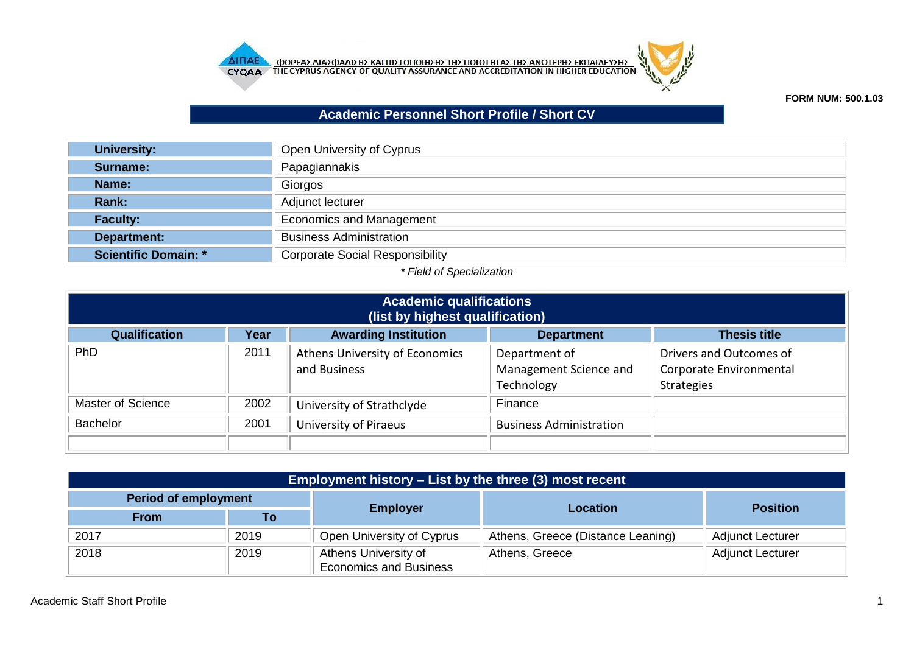ΦΟΡΕΑΣ ΔΙΑΣΦΑΛΙΣΗΣ ΚΑΙ ΠΙΣΤΟΠΟΙΗΣΗΣ ΤΗΣ ΠΟΙΟΤΗΤΑΣ ΤΗΣ ΑΝΩΤΕΡΗΣ ΕΚΠΑΙΔΕΥΣΗΣ
THE CYPRUS AGENCY OF QUALITY ASSURANCE AND ACCREDITATION IN HIGHER EDUCATION

**FORM NUM: 500.1.03**

# Academic Personnel Short Profile / Short CV

| | |
|---|---|
| **University:** | Open University of Cyprus |
| **Surname:** | Papagiannakis |
| **Name:** | Giorgos |
| **Rank:** | Adjunct lecturer |
| **Faculty:** | Economics and Management |
| **Department:** | Business Administration |
| **Scientific Domain: *** | Corporate Social Responsibility |

*\* Field of Specialization*

## Academic qualifications (list by highest qualification)

| Qualification | Year | Awarding Institution | Department | Thesis title |
|---|---|---|---|---|
| PhD | 2011 | Athens University of Economics and Business | Department of Management Science and Technology | Drivers and Outcomes of Corporate Environmental Strategies |
| Master of Science | 2002 | University of Strathclyde | Finance | |
| Bachelor | 2001 | University of Piraeus | Business Administration | |
| | | | | |

## Employment history – List by the three (3) most recent

| Period of employment | | Employer | Location | Position |
|---|---|---|---|---|
| From | To | | | |
| 2017 | 2019 | Open University of Cyprus | Athens, Greece (Distance Leaning) | Adjunct Lecturer |
| 2018 | 2019 | Athens University of Economics and Business | Athens, Greece | Adjunct Lecturer |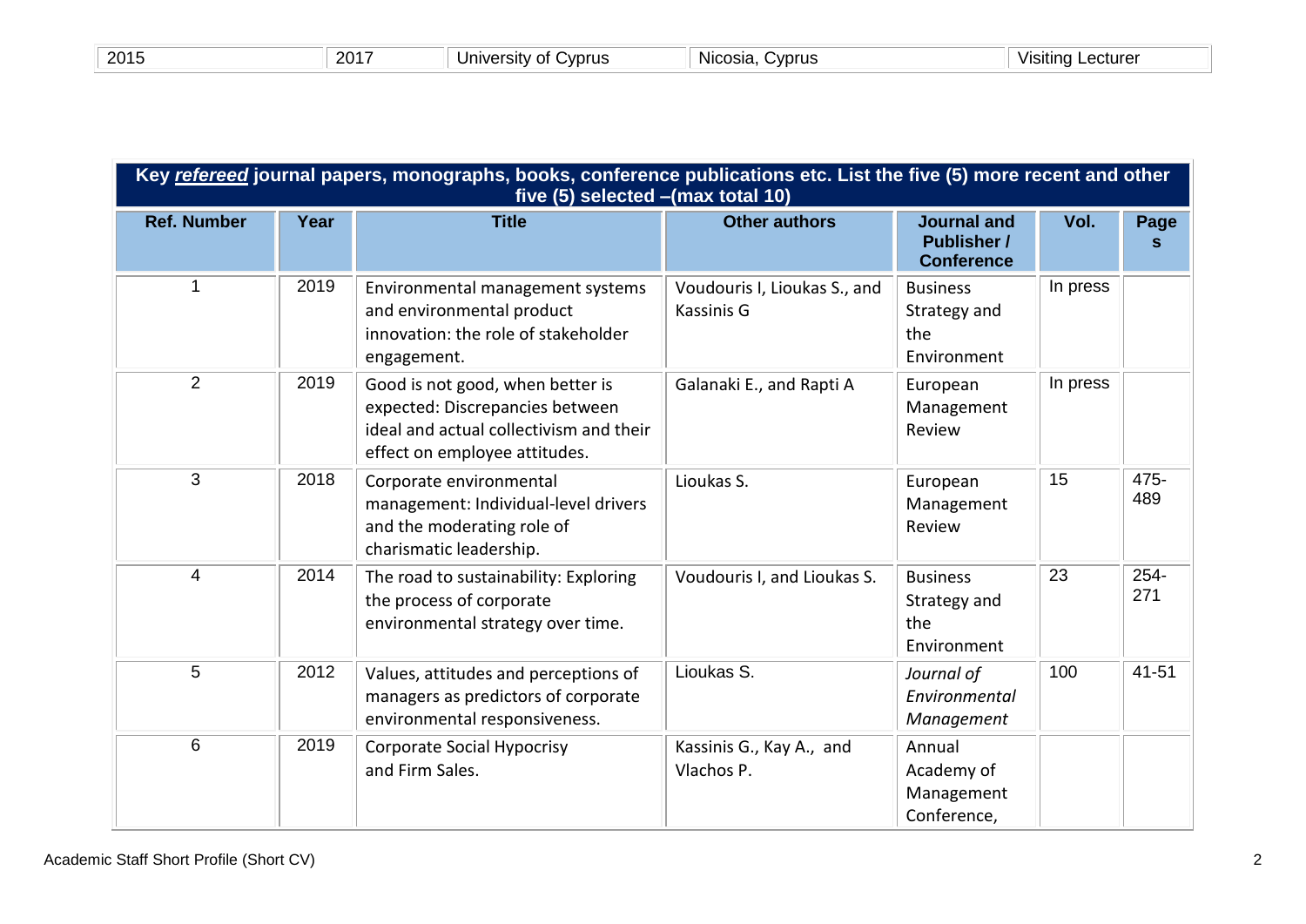| 2015 | 2017 | University of Cyprus | Nicosia, Cyprus | Visiting Lecturer |
|---|---|---|---|---|

| Key ***refereed*** journal papers, monographs, books, conference publications etc. List the five (5) more recent and other five (5) selected –(max total 10) | | | | | | |
|---|---|---|---|---|---|---|
| **Ref. Number** | **Year** | **Title** | **Other authors** | **Journal and Publisher / Conference** | **Vol.** | **Pages** |
| 1 | 2019 | Environmental management systems and environmental product innovation: the role of stakeholder engagement. | Voudouris I, Lioukas S., and Kassinis G | Business Strategy and the Environment | In press | |
| 2 | 2019 | Good is not good, when better is expected: Discrepancies between ideal and actual collectivism and their effect on employee attitudes. | Galanaki E., and Rapti A | European Management Review | In press | |
| 3 | 2018 | Corporate environmental management: Individual-level drivers and the moderating role of charismatic leadership. | Lioukas S. | European Management Review | 15 | 475-489 |
| 4 | 2014 | The road to sustainability: Exploring the process of corporate environmental strategy over time. | Voudouris I, and Lioukas S. | Business Strategy and the Environment | 23 | 254-271 |
| 5 | 2012 | Values, attitudes and perceptions of managers as predictors of corporate environmental responsiveness. | Lioukas S. | *Journal of Environmental Management* | 100 | 41-51 |
| 6 | 2019 | Corporate Social Hypocrisy and Firm Sales. | Kassinis G., Kay A., and Vlachos P. | Annual Academy of Management Conference, | | |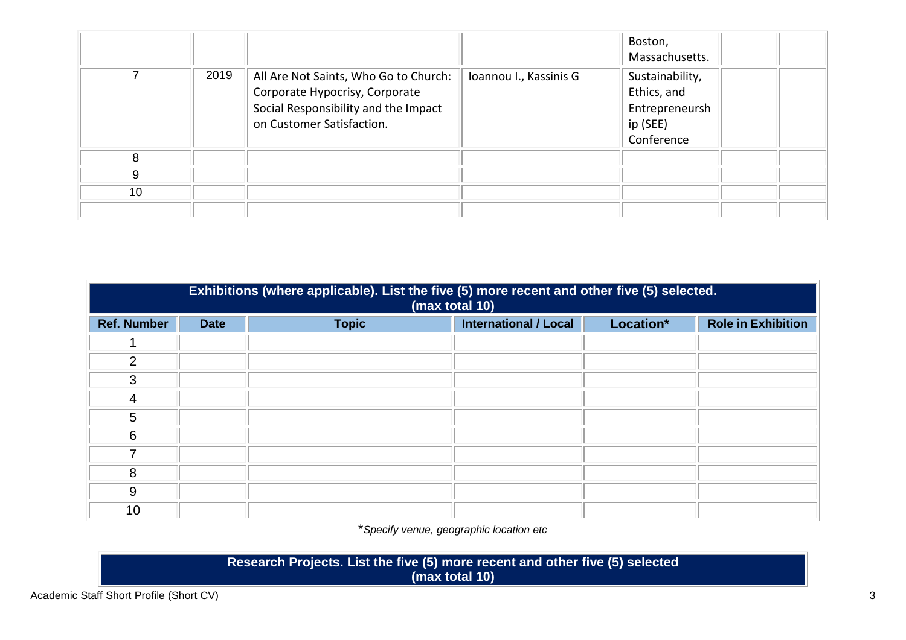| | | | | | | |
|---|---|---|---|---|---|---|
| | | | | Boston, Massachusetts. | | |
| 7 | 2019 | All Are Not Saints, Who Go to Church: Corporate Hypocrisy, Corporate Social Responsibility and the Impact on Customer Satisfaction. | Ioannou I., Kassinis G | Sustainability, Ethics, and Entrepreneursh ip (SEE) Conference | | |
| 8 | | | | | | |
| 9 | | | | | | |
| 10 | | | | | | |
| | | | | | | |

| **Exhibitions (where applicable). List the five (5) more recent and other five (5) selected. (max total 10)** | | | | | |
|---|---|---|---|---|---|
| **Ref. Number** | **Date** | **Topic** | **International / Local** | **Location*** | **Role in Exhibition** |
| 1 | | | | | |
| 2 | | | | | |
| 3 | | | | | |
| 4 | | | | | |
| 5 | | | | | |
| 6 | | | | | |
| 7 | | | | | |
| 8 | | | | | |
| 9 | | | | | |
| 10 | | | | | |

**Specify venue, geographic location etc*

| **Research Projects. List the five (5) more recent and other five (5) selected (max total 10)** |
|---|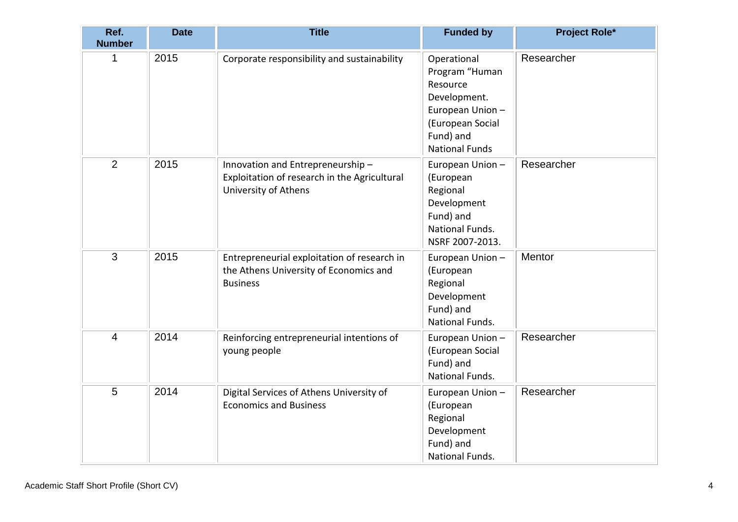| Ref. Number | Date | Title | Funded by | Project Role* |
|---|---|---|---|---|
| 1 | 2015 | Corporate responsibility and sustainability | Operational Program "Human Resource Development. European Union – (European Social Fund) and National Funds | Researcher |
| 2 | 2015 | Innovation and Entrepreneurship – Exploitation of research in the Agricultural University of Athens | European Union – (European Regional Development Fund) and National Funds. NSRF 2007-2013. | Researcher |
| 3 | 2015 | Entrepreneurial exploitation of research in the Athens University of Economics and Business | European Union – (European Regional Development Fund) and National Funds. | Mentor |
| 4 | 2014 | Reinforcing entrepreneurial intentions of young people | European Union – (European Social Fund) and National Funds. | Researcher |
| 5 | 2014 | Digital Services of Athens University of Economics and Business | European Union – (European Regional Development Fund) and National Funds. | Researcher |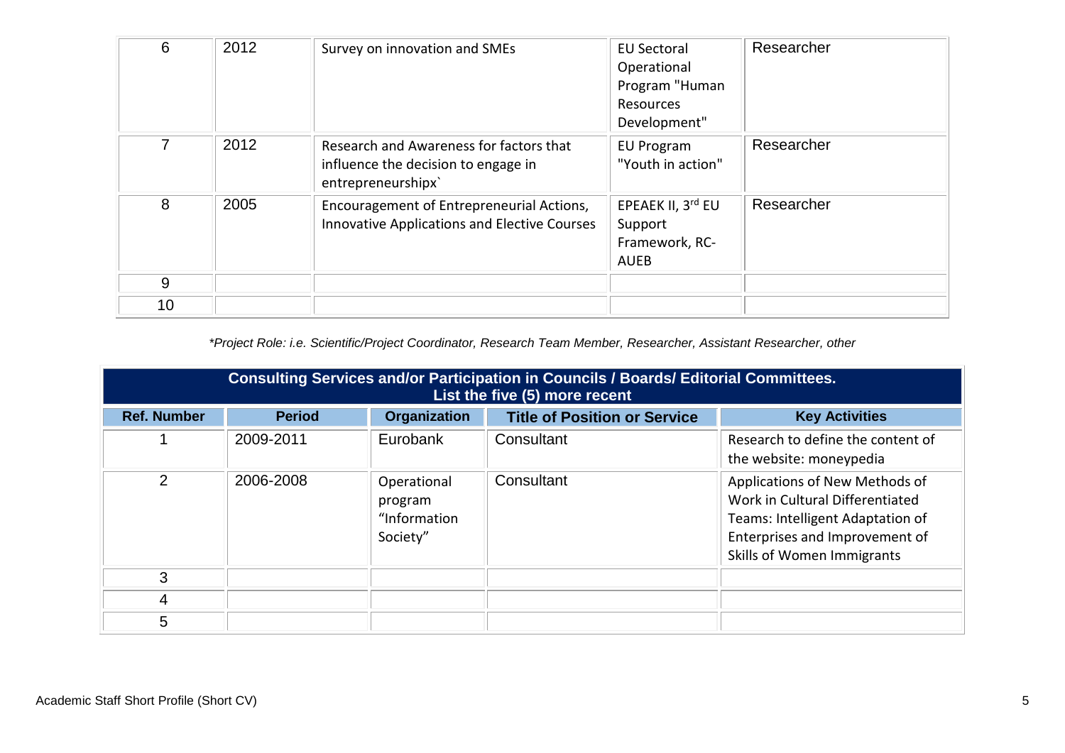| 6 | 2012 | Survey on innovation and SMEs | EU Sectoral Operational Program "Human Resources Development" | Researcher |
|---|---|---|---|---|
| 7 | 2012 | Research and Awareness for factors that influence the decision to engage in entrepreneurshipx` | EU Program "Youth in action" | Researcher |
| 8 | 2005 | Encouragement of Entrepreneurial Actions, Innovative Applications and Elective Courses | EPEAEK II, 3rd EU Support Framework, RC-AUEB | Researcher |
| 9 | | | | |
| 10 | | | | |

*\*Project Role: i.e. Scientific/Project Coordinator, Research Team Member, Researcher, Assistant Researcher, other*

| **Consulting Services and/or Participation in Councils / Boards/ Editorial Committees. List the five (5) more recent** | | | | |
|---|---|---|---|---|
| **Ref. Number** | **Period** | **Organization** | **Title of Position or Service** | **Key Activities** |
| 1 | 2009-2011 | Eurobank | Consultant | Research to define the content of the website: moneypedia |
| 2 | 2006-2008 | Operational program "Information Society" | Consultant | Applications of New Methods of Work in Cultural Differentiated Teams: Intelligent Adaptation of Enterprises and Improvement of Skills of Women Immigrants |
| 3 | | | | |
| 4 | | | | |
| 5 | | | | |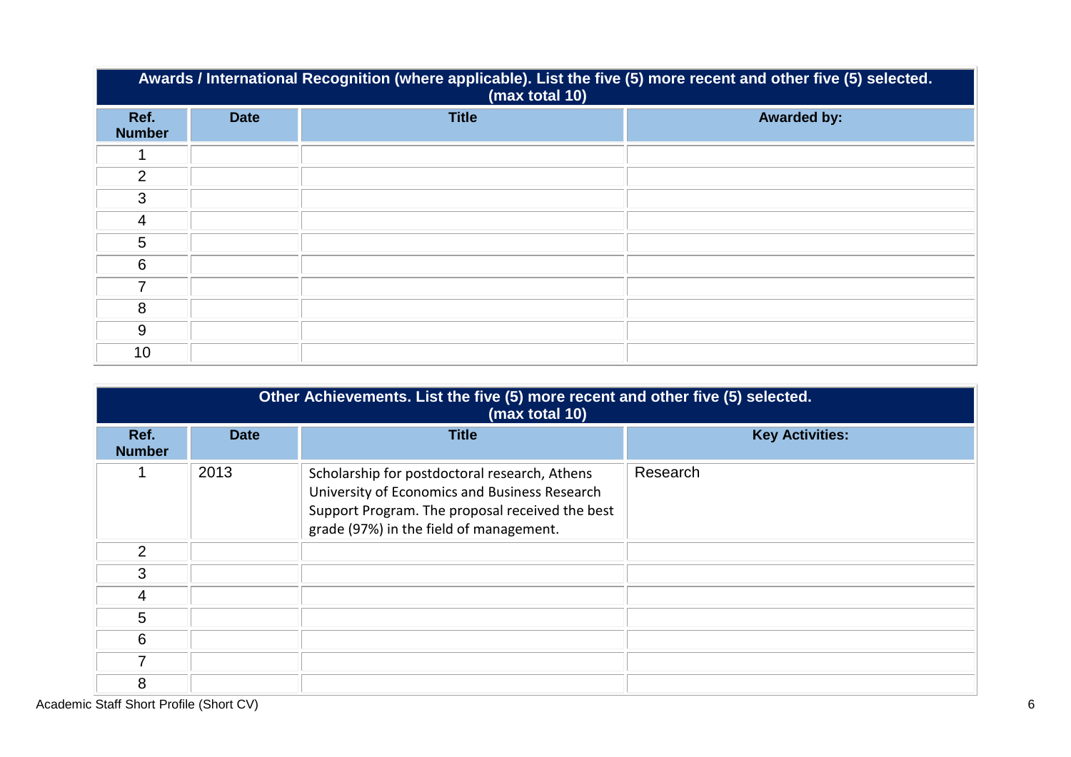| Awards / International Recognition (where applicable). List the five (5) more recent and other five (5) selected. (max total 10) | | | |
|---|---|---|---|
| **Ref. Number** | **Date** | **Title** | **Awarded by:** |
| 1 | | | |
| 2 | | | |
| 3 | | | |
| 4 | | | |
| 5 | | | |
| 6 | | | |
| 7 | | | |
| 8 | | | |
| 9 | | | |
| 10 | | | |

| Other Achievements. List the five (5) more recent and other five (5) selected. (max total 10) | | | |
|---|---|---|---|
| **Ref. Number** | **Date** | **Title** | **Key Activities:** |
| 1 | 2013 | Scholarship for postdoctoral research, Athens University of Economics and Business Research Support Program. The proposal received the best grade (97%) in the field of management. | Research |
| 2 | | | |
| 3 | | | |
| 4 | | | |
| 5 | | | |
| 6 | | | |
| 7 | | | |
| 8 | | | |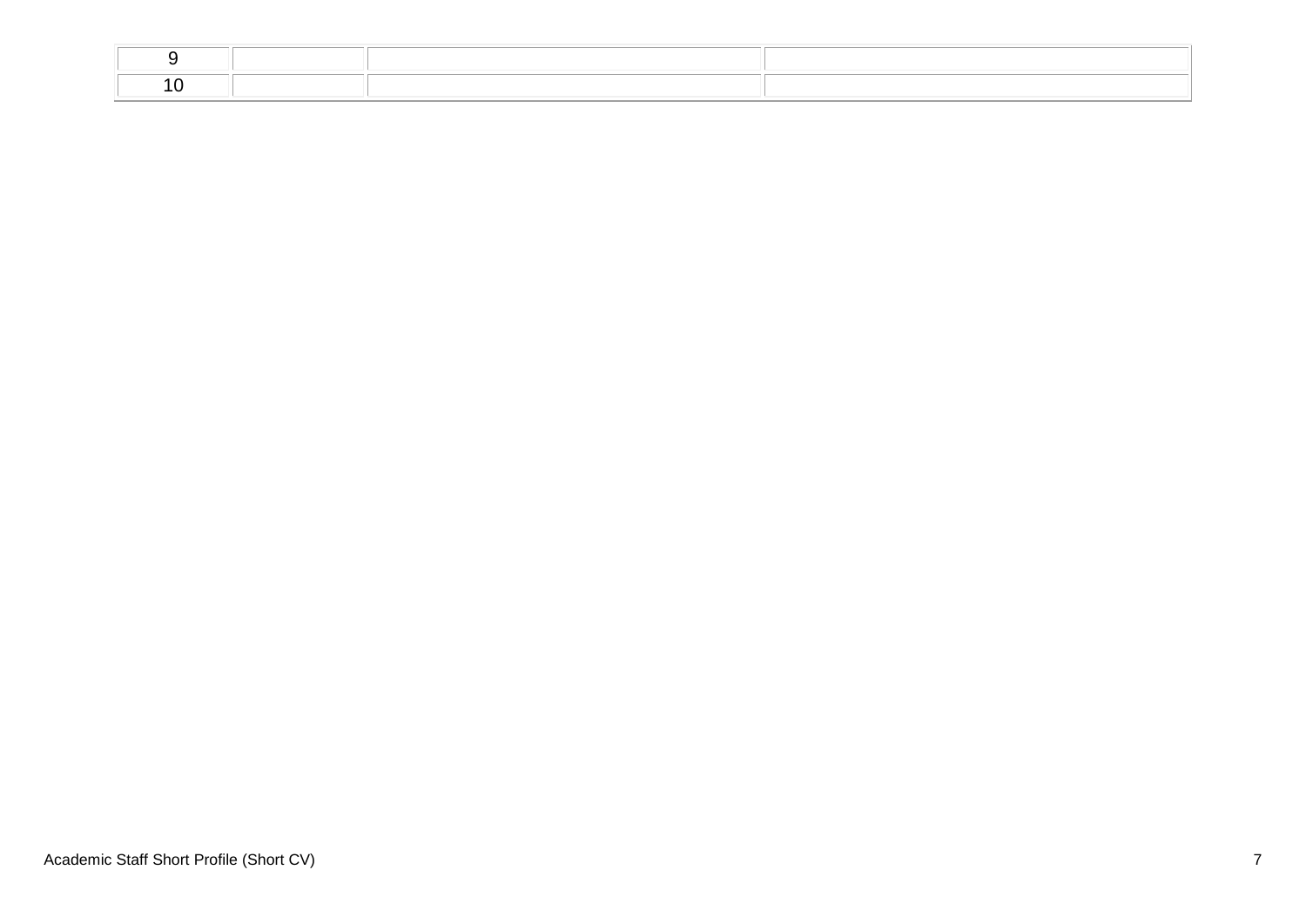| | | | |
|---|---|---|---|
| 9 | | | |
| 10 | | | |